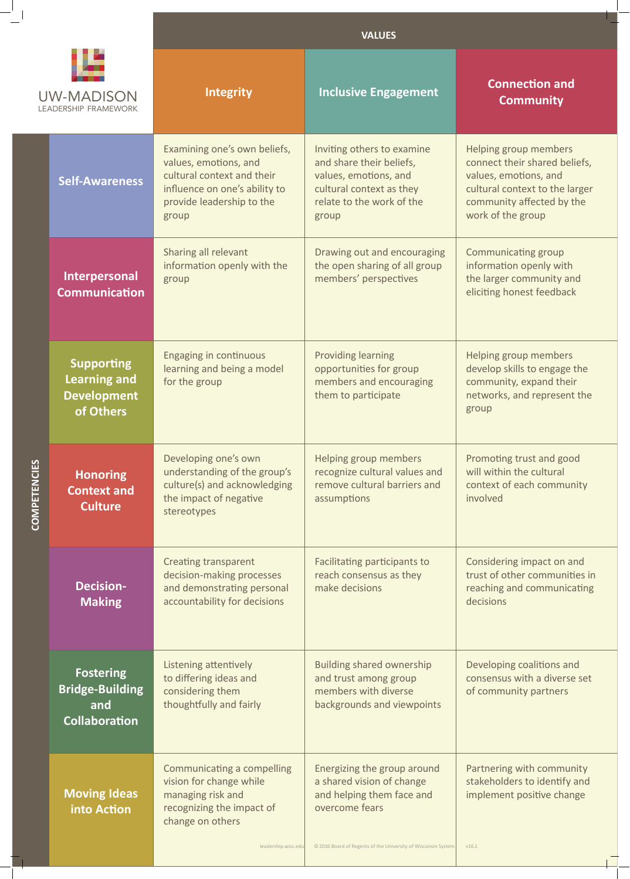# UW-MADISON LEADERSHIP FRAMEWORK

| COMPETENCIES | VALUES: Integrity | VALUES: Inclusive Engagement | VALUES: Connection and Community |
|---|---|---|---|
| **Self-Awareness** | Examining one's own beliefs, values, emotions, and cultural context and their influence on one's ability to provide leadership to the group | Inviting others to examine and share their beliefs, values, emotions, and cultural context as they relate to the work of the group | Helping group members connect their shared beliefs, values, emotions, and cultural context to the larger community affected by the work of the group |
| **Interpersonal Communication** | Sharing all relevant information openly with the group | Drawing out and encouraging the open sharing of all group members' perspectives | Communicating group information openly with the larger community and eliciting honest feedback |
| **Supporting Learning and Development of Others** | Engaging in continuous learning and being a model for the group | Providing learning opportunities for group members and encouraging them to participate | Helping group members develop skills to engage the community, expand their networks, and represent the group |
| **Honoring Context and Culture** | Developing one's own understanding of the group's culture(s) and acknowledging the impact of negative stereotypes | Helping group members recognize cultural values and remove cultural barriers and assumptions | Promoting trust and good will within the cultural context of each community involved |
| **Decision-Making** | Creating transparent decision-making processes and demonstrating personal accountability for decisions | Facilitating participants to reach consensus as they make decisions | Considering impact on and trust of other communities in reaching and communicating decisions |
| **Fostering Bridge-Building and Collaboration** | Listening attentively to differing ideas and considering them thoughtfully and fairly | Building shared ownership and trust among group members with diverse backgrounds and viewpoints | Developing coalitions and consensus with a diverse set of community partners |
| **Moving Ideas into Action** | Communicating a compelling vision for change while managing risk and recognizing the impact of change on others | Energizing the group around a shared vision of change and helping them face and overcome fears | Partnering with community stakeholders to identify and implement positive change |

leadership.wisc.edu

© 2016 Board of Regents of the University of Wisconsin System

v16.1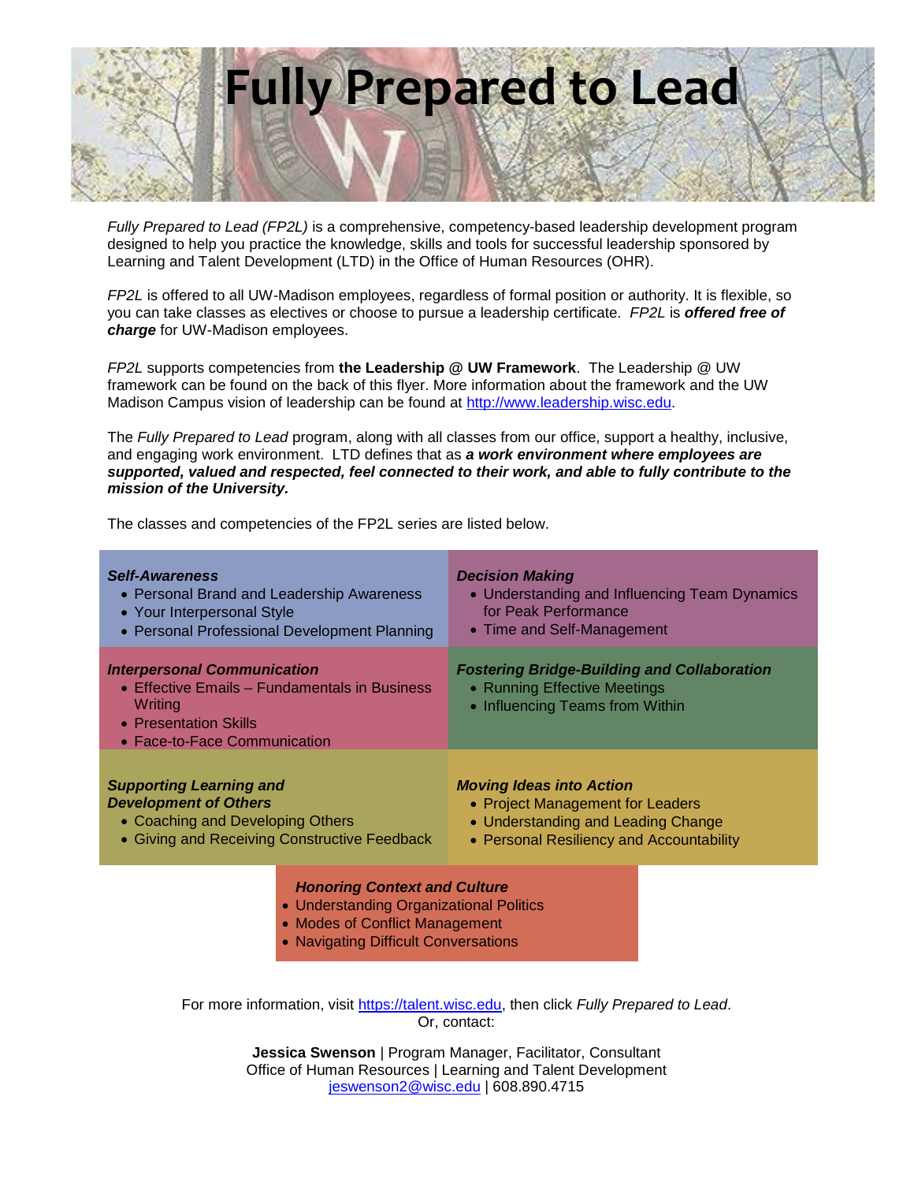# Fully Prepared to Lead

*Fully Prepared to Lead (FP2L)* is a comprehensive, competency-based leadership development program designed to help you practice the knowledge, skills and tools for successful leadership sponsored by Learning and Talent Development (LTD) in the Office of Human Resources (OHR).

*FP2L* is offered to all UW-Madison employees, regardless of formal position or authority. It is flexible, so you can take classes as electives or choose to pursue a leadership certificate. *FP2L* is ***offered free of charge*** for UW-Madison employees.

*FP2L* supports competencies from **the Leadership @ UW Framework**. The Leadership @ UW framework can be found on the back of this flyer. More information about the framework and the UW Madison Campus vision of leadership can be found at http://www.leadership.wisc.edu.

The *Fully Prepared to Lead* program, along with all classes from our office, support a healthy, inclusive, and engaging work environment. LTD defines that as ***a work environment where employees are supported, valued and respected, feel connected to their work, and able to fully contribute to the mission of the University.***

The classes and competencies of the FP2L series are listed below.

***Self-Awareness***
- Personal Brand and Leadership Awareness
- Your Interpersonal Style
- Personal Professional Development Planning

***Decision Making***
- Understanding and Influencing Team Dynamics for Peak Performance
- Time and Self-Management

***Interpersonal Communication***
- Effective Emails – Fundamentals in Business Writing
- Presentation Skills
- Face-to-Face Communication

***Fostering Bridge-Building and Collaboration***
- Running Effective Meetings
- Influencing Teams from Within

***Supporting Learning and Development of Others***
- Coaching and Developing Others
- Giving and Receiving Constructive Feedback

***Moving Ideas into Action***
- Project Management for Leaders
- Understanding and Leading Change
- Personal Resiliency and Accountability

***Honoring Context and Culture***
- Understanding Organizational Politics
- Modes of Conflict Management
- Navigating Difficult Conversations

For more information, visit https://talent.wisc.edu, then click *Fully Prepared to Lead*.
Or, contact:

**Jessica Swenson** | Program Manager, Facilitator, Consultant
Office of Human Resources | Learning and Talent Development
jeswenson2@wisc.edu | 608.890.4715